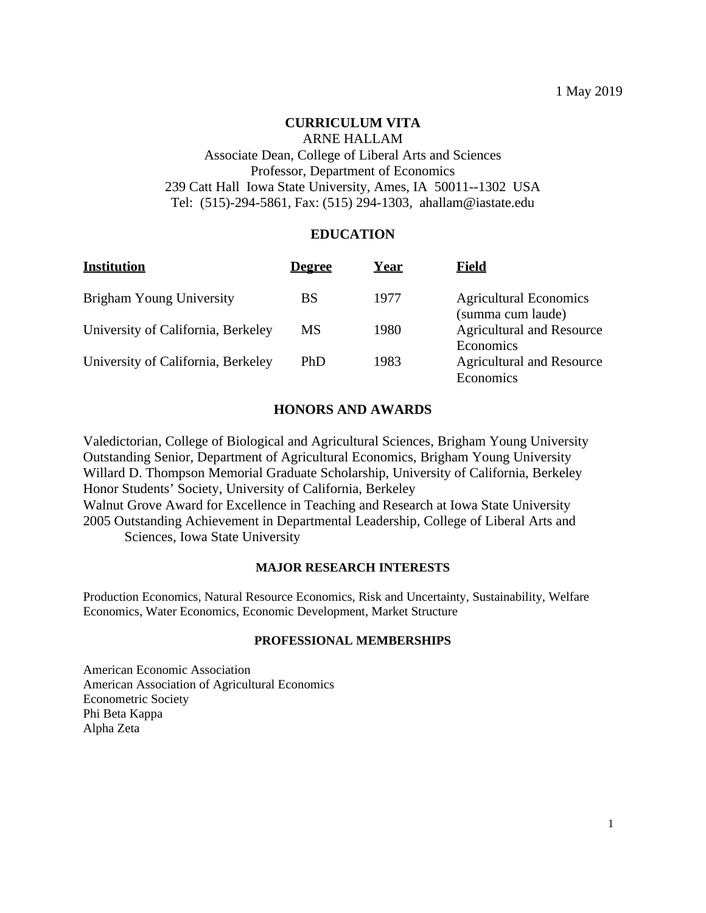1 May 2019

# CURRICULUM VITA

ARNE HALLAM
Associate Dean, College of Liberal Arts and Sciences
Professor, Department of Economics
239 Catt Hall Iowa State University, Ames, IA 50011--1302 USA
Tel: (515)-294-5861, Fax: (515) 294-1303, ahallam@iastate.edu

## EDUCATION

| Institution | Degree | Year | Field |
|---|---|---|---|
| Brigham Young University | BS | 1977 | Agricultural Economics (summa cum laude) |
| University of California, Berkeley | MS | 1980 | Agricultural and Resource Economics |
| University of California, Berkeley | PhD | 1983 | Agricultural and Resource Economics |

## HONORS AND AWARDS

Valedictorian, College of Biological and Agricultural Sciences, Brigham Young University
Outstanding Senior, Department of Agricultural Economics, Brigham Young University
Willard D. Thompson Memorial Graduate Scholarship, University of California, Berkeley
Honor Students' Society, University of California, Berkeley
Walnut Grove Award for Excellence in Teaching and Research at Iowa State University
2005 Outstanding Achievement in Departmental Leadership, College of Liberal Arts and Sciences, Iowa State University

## MAJOR RESEARCH INTERESTS

Production Economics, Natural Resource Economics, Risk and Uncertainty, Sustainability, Welfare Economics, Water Economics, Economic Development, Market Structure

## PROFESSIONAL MEMBERSHIPS

American Economic Association
American Association of Agricultural Economics
Econometric Society
Phi Beta Kappa
Alpha Zeta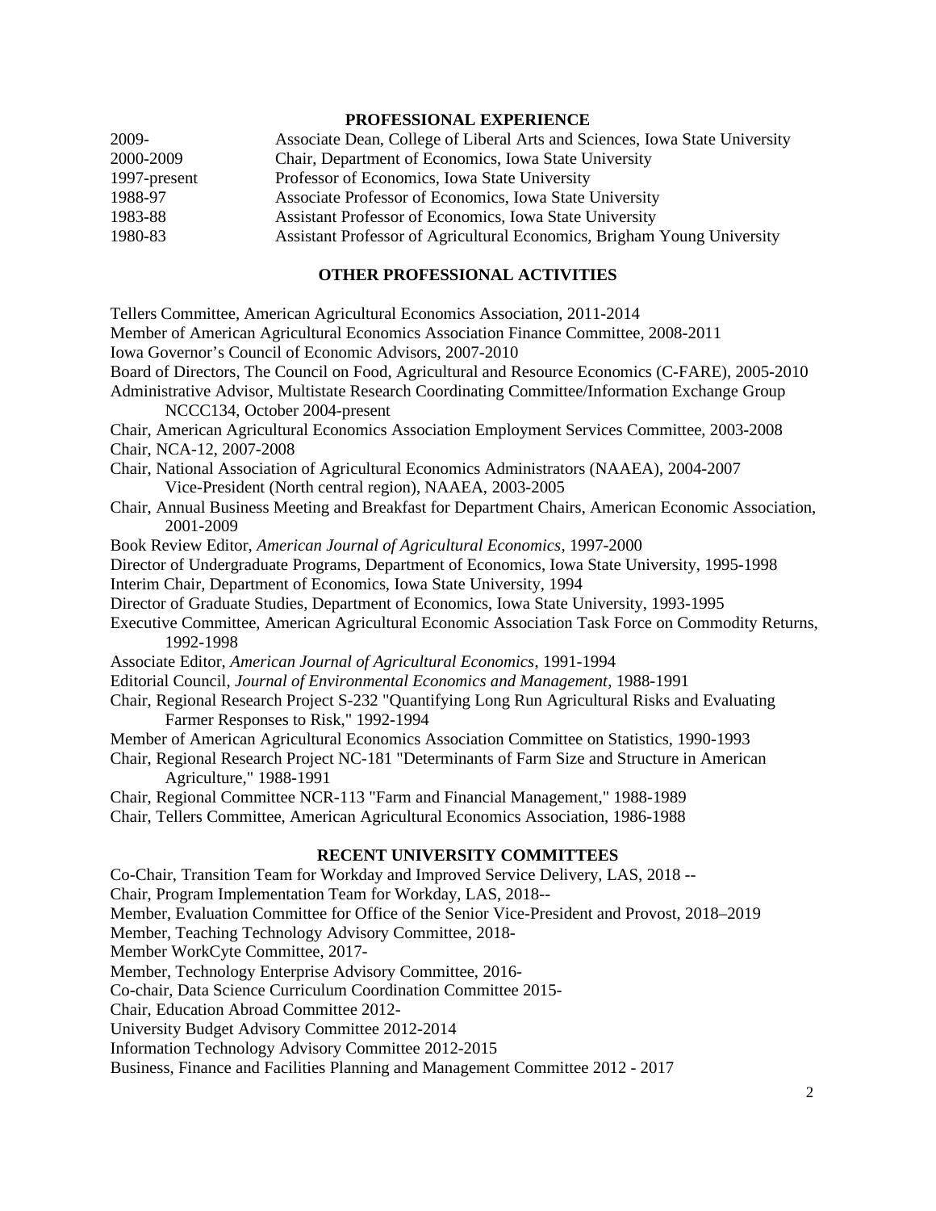## PROFESSIONAL EXPERIENCE

| | |
|---|---|
| 2009- | Associate Dean, College of Liberal Arts and Sciences, Iowa State University |
| 2000-2009 | Chair, Department of Economics, Iowa State University |
| 1997-present | Professor of Economics, Iowa State University |
| 1988-97 | Associate Professor of Economics, Iowa State University |
| 1983-88 | Assistant Professor of Economics, Iowa State University |
| 1980-83 | Assistant Professor of Agricultural Economics, Brigham Young University |

## OTHER PROFESSIONAL ACTIVITIES

Tellers Committee, American Agricultural Economics Association, 2011-2014

Member of American Agricultural Economics Association Finance Committee, 2008-2011

Iowa Governor's Council of Economic Advisors, 2007-2010

Board of Directors, The Council on Food, Agricultural and Resource Economics (C-FARE), 2005-2010

Administrative Advisor, Multistate Research Coordinating Committee/Information Exchange Group NCCC134, October 2004-present

Chair, American Agricultural Economics Association Employment Services Committee, 2003-2008

Chair, NCA-12, 2007-2008

Chair, National Association of Agricultural Economics Administrators (NAAEA), 2004-2007
Vice-President (North central region), NAAEA, 2003-2005

Chair, Annual Business Meeting and Breakfast for Department Chairs, American Economic Association, 2001-2009

Book Review Editor, *American Journal of Agricultural Economics*, 1997-2000

Director of Undergraduate Programs, Department of Economics, Iowa State University, 1995-1998

Interim Chair, Department of Economics, Iowa State University, 1994

Director of Graduate Studies, Department of Economics, Iowa State University, 1993-1995

Executive Committee, American Agricultural Economic Association Task Force on Commodity Returns, 1992-1998

Associate Editor, *American Journal of Agricultural Economics*, 1991-1994

Editorial Council, *Journal of Environmental Economics and Management*, 1988-1991

Chair, Regional Research Project S-232 "Quantifying Long Run Agricultural Risks and Evaluating Farmer Responses to Risk," 1992-1994

Member of American Agricultural Economics Association Committee on Statistics, 1990-1993

Chair, Regional Research Project NC-181 "Determinants of Farm Size and Structure in American Agriculture," 1988-1991

Chair, Regional Committee NCR-113 "Farm and Financial Management," 1988-1989

Chair, Tellers Committee, American Agricultural Economics Association, 1986-1988

## RECENT UNIVERSITY COMMITTEES

Co-Chair, Transition Team for Workday and Improved Service Delivery, LAS, 2018 --

Chair, Program Implementation Team for Workday, LAS, 2018--

Member, Evaluation Committee for Office of the Senior Vice-President and Provost, 2018–2019

Member, Teaching Technology Advisory Committee, 2018-

Member WorkCyte Committee, 2017-

Member, Technology Enterprise Advisory Committee, 2016-

Co-chair, Data Science Curriculum Coordination Committee 2015-

Chair, Education Abroad Committee 2012-

University Budget Advisory Committee 2012-2014

Information Technology Advisory Committee 2012-2015

Business, Finance and Facilities Planning and Management Committee 2012 - 2017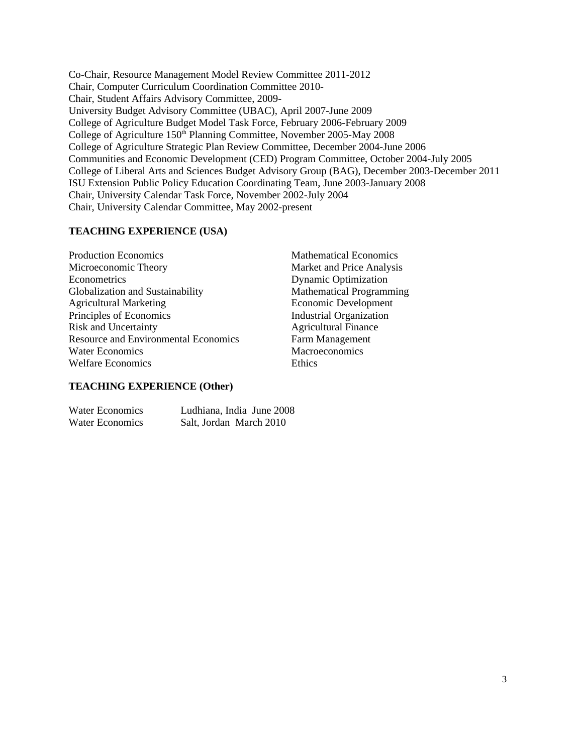Co-Chair, Resource Management Model Review Committee 2011-2012
Chair, Computer Curriculum Coordination Committee 2010-
Chair, Student Affairs Advisory Committee, 2009-
University Budget Advisory Committee (UBAC), April 2007-June 2009
College of Agriculture Budget Model Task Force, February 2006-February 2009
College of Agriculture 150th Planning Committee, November 2005-May 2008
College of Agriculture Strategic Plan Review Committee, December 2004-June 2006
Communities and Economic Development (CED) Program Committee, October 2004-July 2005
College of Liberal Arts and Sciences Budget Advisory Group (BAG), December 2003-December 2011
ISU Extension Public Policy Education Coordinating Team, June 2003-January 2008
Chair, University Calendar Task Force, November 2002-July 2004
Chair, University Calendar Committee, May 2002-present

**TEACHING EXPERIENCE (USA)**

Production Economics
Microeconomic Theory
Econometrics
Globalization and Sustainability
Agricultural Marketing
Principles of Economics
Risk and Uncertainty
Resource and Environmental Economics
Water Economics
Welfare Economics
Mathematical Economics
Market and Price Analysis
Dynamic Optimization
Mathematical Programming
Economic Development
Industrial Organization
Agricultural Finance
Farm Management
Macroeconomics
Ethics

**TEACHING EXPERIENCE (Other)**

| | |
|---|---|
| Water Economics | Ludhiana, India June 2008 |
| Water Economics | Salt, Jordan March 2010 |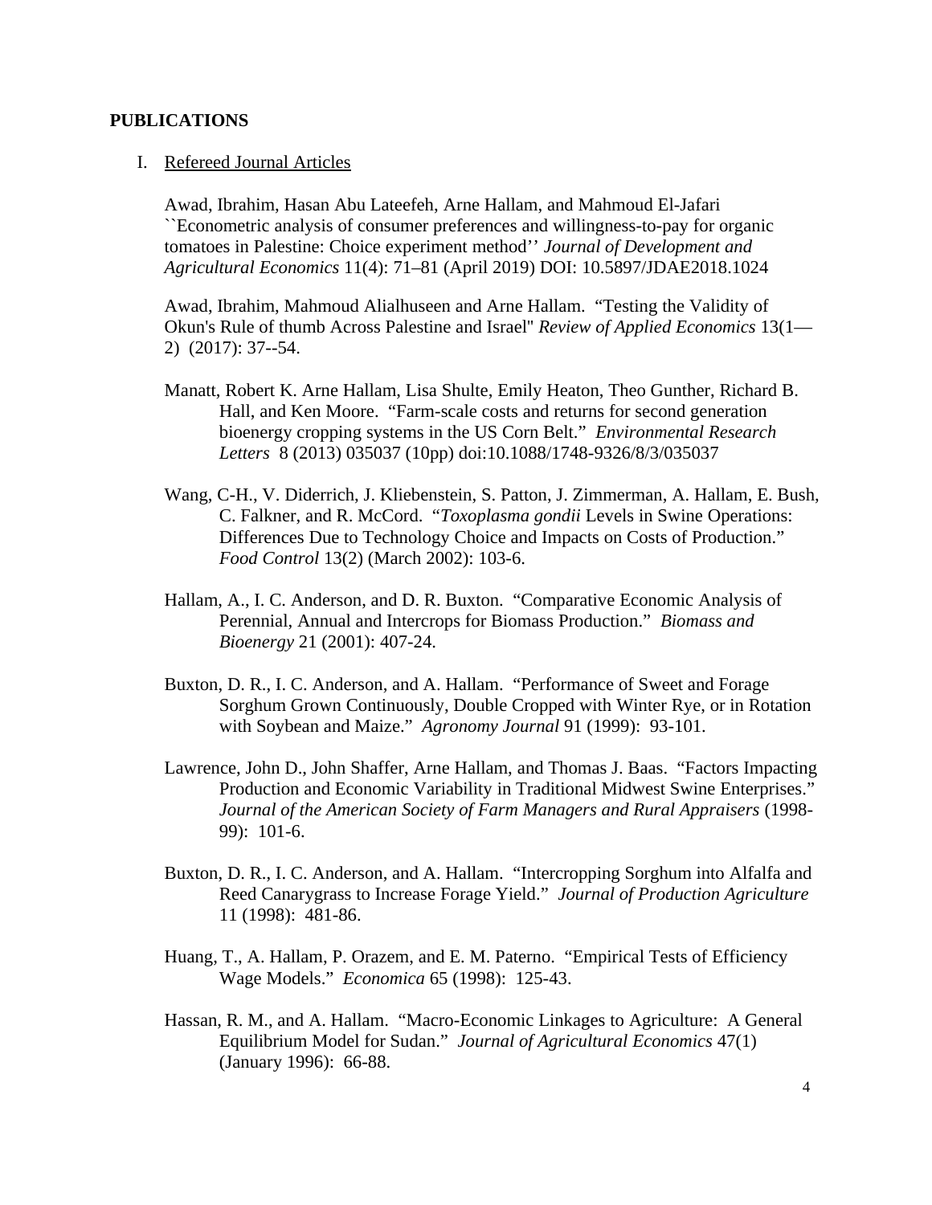## PUBLICATIONS

I. Refereed Journal Articles

Awad, Ibrahim, Hasan Abu Lateefeh, Arne Hallam, and Mahmoud El-Jafari ``Econometric analysis of consumer preferences and willingness-to-pay for organic tomatoes in Palestine: Choice experiment method'' *Journal of Development and Agricultural Economics* 11(4): 71–81 (April 2019) DOI: 10.5897/JDAE2018.1024

Awad, Ibrahim, Mahmoud Alialhuseen and Arne Hallam. "Testing the Validity of Okun's Rule of thumb Across Palestine and Israel" *Review of Applied Economics* 13(1—2) (2017): 37--54.

Manatt, Robert K. Arne Hallam, Lisa Shulte, Emily Heaton, Theo Gunther, Richard B. Hall, and Ken Moore. "Farm-scale costs and returns for second generation bioenergy cropping systems in the US Corn Belt." *Environmental Research Letters* 8 (2013) 035037 (10pp) doi:10.1088/1748-9326/8/3/035037

Wang, C-H., V. Diderrich, J. Kliebenstein, S. Patton, J. Zimmerman, A. Hallam, E. Bush, C. Falkner, and R. McCord. "*Toxoplasma gondii* Levels in Swine Operations: Differences Due to Technology Choice and Impacts on Costs of Production." *Food Control* 13(2) (March 2002): 103-6.

Hallam, A., I. C. Anderson, and D. R. Buxton. "Comparative Economic Analysis of Perennial, Annual and Intercrops for Biomass Production." *Biomass and Bioenergy* 21 (2001): 407-24.

Buxton, D. R., I. C. Anderson, and A. Hallam. "Performance of Sweet and Forage Sorghum Grown Continuously, Double Cropped with Winter Rye, or in Rotation with Soybean and Maize." *Agronomy Journal* 91 (1999): 93-101.

Lawrence, John D., John Shaffer, Arne Hallam, and Thomas J. Baas. "Factors Impacting Production and Economic Variability in Traditional Midwest Swine Enterprises." *Journal of the American Society of Farm Managers and Rural Appraisers* (1998-99): 101-6.

Buxton, D. R., I. C. Anderson, and A. Hallam. "Intercropping Sorghum into Alfalfa and Reed Canarygrass to Increase Forage Yield." *Journal of Production Agriculture* 11 (1998): 481-86.

Huang, T., A. Hallam, P. Orazem, and E. M. Paterno. "Empirical Tests of Efficiency Wage Models." *Economica* 65 (1998): 125-43.

Hassan, R. M., and A. Hallam. "Macro-Economic Linkages to Agriculture: A General Equilibrium Model for Sudan." *Journal of Agricultural Economics* 47(1) (January 1996): 66-88.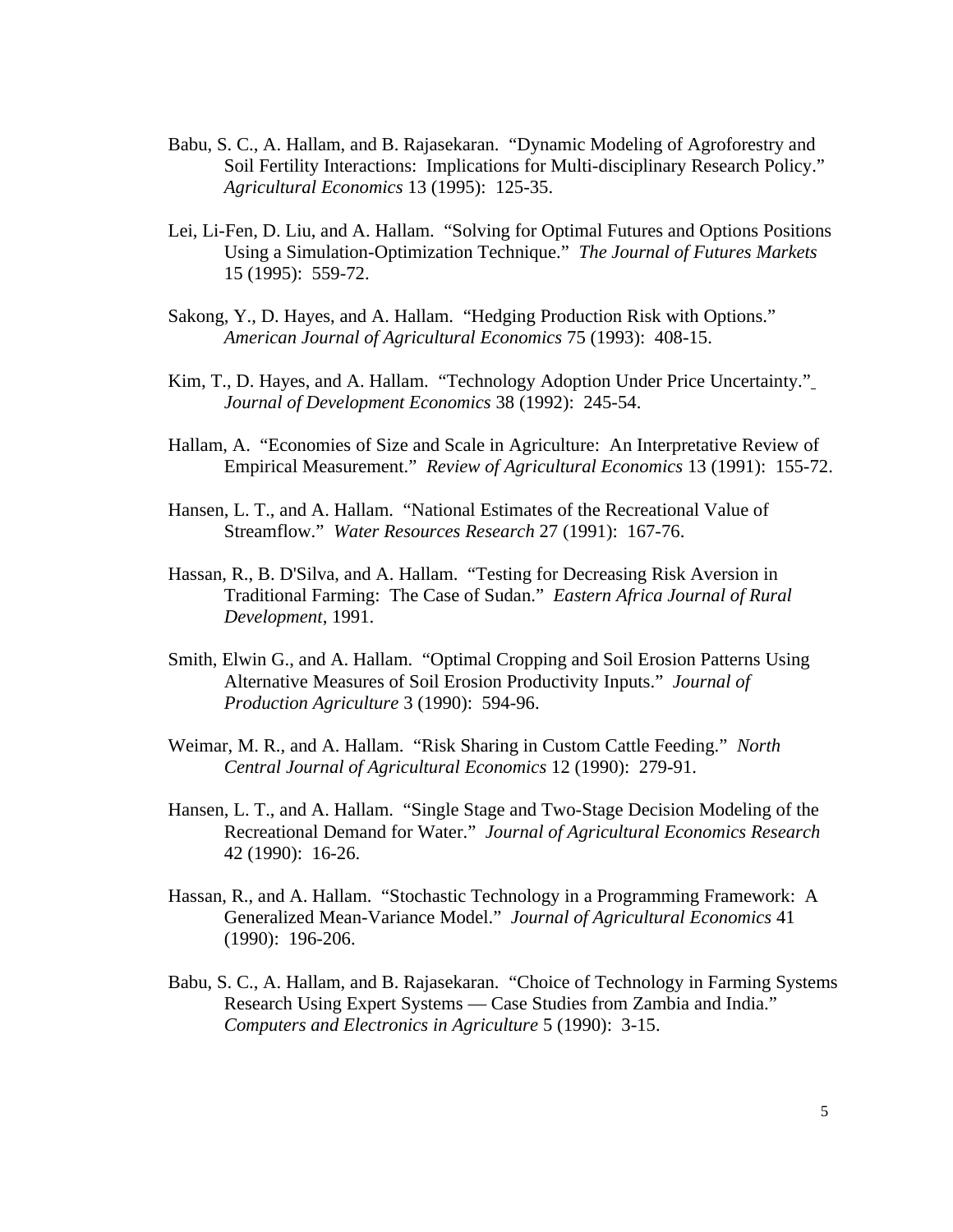Babu, S. C., A. Hallam, and B. Rajasekaran. "Dynamic Modeling of Agroforestry and Soil Fertility Interactions: Implications for Multi-disciplinary Research Policy." *Agricultural Economics* 13 (1995): 125-35.

Lei, Li-Fen, D. Liu, and A. Hallam. "Solving for Optimal Futures and Options Positions Using a Simulation-Optimization Technique." *The Journal of Futures Markets* 15 (1995): 559-72.

Sakong, Y., D. Hayes, and A. Hallam. "Hedging Production Risk with Options." *American Journal of Agricultural Economics* 75 (1993): 408-15.

Kim, T., D. Hayes, and A. Hallam. "Technology Adoption Under Price Uncertainty." *Journal of Development Economics* 38 (1992): 245-54.

Hallam, A. "Economies of Size and Scale in Agriculture: An Interpretative Review of Empirical Measurement." *Review of Agricultural Economics* 13 (1991): 155-72.

Hansen, L. T., and A. Hallam. "National Estimates of the Recreational Value of Streamflow." *Water Resources Research* 27 (1991): 167-76.

Hassan, R., B. D'Silva, and A. Hallam. "Testing for Decreasing Risk Aversion in Traditional Farming: The Case of Sudan." *Eastern Africa Journal of Rural Development*, 1991.

Smith, Elwin G., and A. Hallam. "Optimal Cropping and Soil Erosion Patterns Using Alternative Measures of Soil Erosion Productivity Inputs." *Journal of Production Agriculture* 3 (1990): 594-96.

Weimar, M. R., and A. Hallam. "Risk Sharing in Custom Cattle Feeding." *North Central Journal of Agricultural Economics* 12 (1990): 279-91.

Hansen, L. T., and A. Hallam. "Single Stage and Two-Stage Decision Modeling of the Recreational Demand for Water." *Journal of Agricultural Economics Research* 42 (1990): 16-26.

Hassan, R., and A. Hallam. "Stochastic Technology in a Programming Framework: A Generalized Mean-Variance Model." *Journal of Agricultural Economics* 41 (1990): 196-206.

Babu, S. C., A. Hallam, and B. Rajasekaran. "Choice of Technology in Farming Systems Research Using Expert Systems — Case Studies from Zambia and India." *Computers and Electronics in Agriculture* 5 (1990): 3-15.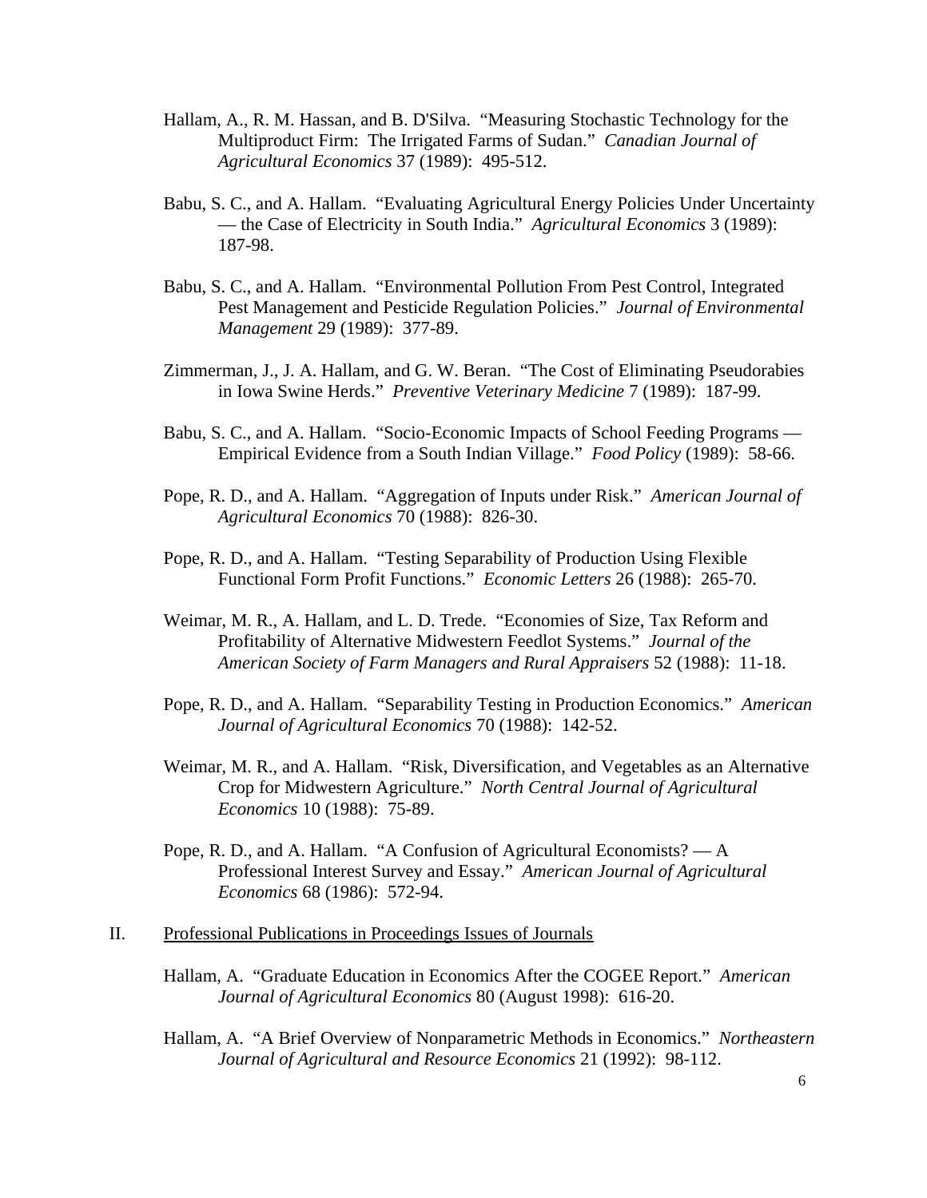Hallam, A., R. M. Hassan, and B. D'Silva. "Measuring Stochastic Technology for the Multiproduct Firm: The Irrigated Farms of Sudan." *Canadian Journal of Agricultural Economics* 37 (1989): 495-512.

Babu, S. C., and A. Hallam. "Evaluating Agricultural Energy Policies Under Uncertainty — the Case of Electricity in South India." *Agricultural Economics* 3 (1989): 187-98.

Babu, S. C., and A. Hallam. "Environmental Pollution From Pest Control, Integrated Pest Management and Pesticide Regulation Policies." *Journal of Environmental Management* 29 (1989): 377-89.

Zimmerman, J., J. A. Hallam, and G. W. Beran. "The Cost of Eliminating Pseudorabies in Iowa Swine Herds." *Preventive Veterinary Medicine* 7 (1989): 187-99.

Babu, S. C., and A. Hallam. "Socio-Economic Impacts of School Feeding Programs — Empirical Evidence from a South Indian Village." *Food Policy* (1989): 58-66.

Pope, R. D., and A. Hallam. "Aggregation of Inputs under Risk." *American Journal of Agricultural Economics* 70 (1988): 826-30.

Pope, R. D., and A. Hallam. "Testing Separability of Production Using Flexible Functional Form Profit Functions." *Economic Letters* 26 (1988): 265-70.

Weimar, M. R., A. Hallam, and L. D. Trede. "Economies of Size, Tax Reform and Profitability of Alternative Midwestern Feedlot Systems." *Journal of the American Society of Farm Managers and Rural Appraisers* 52 (1988): 11-18.

Pope, R. D., and A. Hallam. "Separability Testing in Production Economics." *American Journal of Agricultural Economics* 70 (1988): 142-52.

Weimar, M. R., and A. Hallam. "Risk, Diversification, and Vegetables as an Alternative Crop for Midwestern Agriculture." *North Central Journal of Agricultural Economics* 10 (1988): 75-89.

Pope, R. D., and A. Hallam. "A Confusion of Agricultural Economists? — A Professional Interest Survey and Essay." *American Journal of Agricultural Economics* 68 (1986): 572-94.

## II. Professional Publications in Proceedings Issues of Journals

Hallam, A. "Graduate Education in Economics After the COGEE Report." *American Journal of Agricultural Economics* 80 (August 1998): 616-20.

Hallam, A. "A Brief Overview of Nonparametric Methods in Economics." *Northeastern Journal of Agricultural and Resource Economics* 21 (1992): 98-112.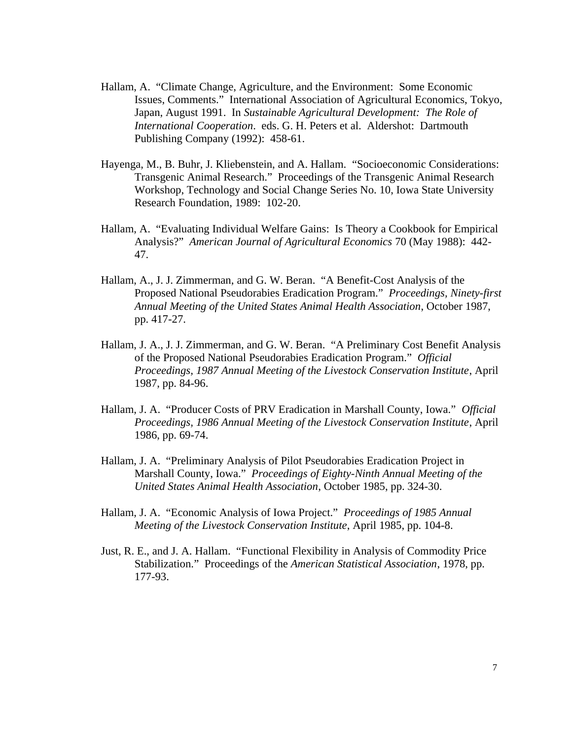Hallam, A. "Climate Change, Agriculture, and the Environment: Some Economic Issues, Comments." International Association of Agricultural Economics, Tokyo, Japan, August 1991. In *Sustainable Agricultural Development: The Role of International Cooperation*. eds. G. H. Peters et al. Aldershot: Dartmouth Publishing Company (1992): 458-61.

Hayenga, M., B. Buhr, J. Kliebenstein, and A. Hallam. "Socioeconomic Considerations: Transgenic Animal Research." Proceedings of the Transgenic Animal Research Workshop, Technology and Social Change Series No. 10, Iowa State University Research Foundation, 1989: 102-20.

Hallam, A. "Evaluating Individual Welfare Gains: Is Theory a Cookbook for Empirical Analysis?" *American Journal of Agricultural Economics* 70 (May 1988): 442-47.

Hallam, A., J. J. Zimmerman, and G. W. Beran. "A Benefit-Cost Analysis of the Proposed National Pseudorabies Eradication Program." *Proceedings, Ninety-first Annual Meeting of the United States Animal Health Association*, October 1987, pp. 417-27.

Hallam, J. A., J. J. Zimmerman, and G. W. Beran. "A Preliminary Cost Benefit Analysis of the Proposed National Pseudorabies Eradication Program." *Official Proceedings, 1987 Annual Meeting of the Livestock Conservation Institute*, April 1987, pp. 84-96.

Hallam, J. A. "Producer Costs of PRV Eradication in Marshall County, Iowa." *Official Proceedings, 1986 Annual Meeting of the Livestock Conservation Institute*, April 1986, pp. 69-74.

Hallam, J. A. "Preliminary Analysis of Pilot Pseudorabies Eradication Project in Marshall County, Iowa." *Proceedings of Eighty-Ninth Annual Meeting of the United States Animal Health Association*, October 1985, pp. 324-30.

Hallam, J. A. "Economic Analysis of Iowa Project." *Proceedings of 1985 Annual Meeting of the Livestock Conservation Institute*, April 1985, pp. 104-8.

Just, R. E., and J. A. Hallam. "Functional Flexibility in Analysis of Commodity Price Stabilization." Proceedings of the *American Statistical Association*, 1978, pp. 177-93.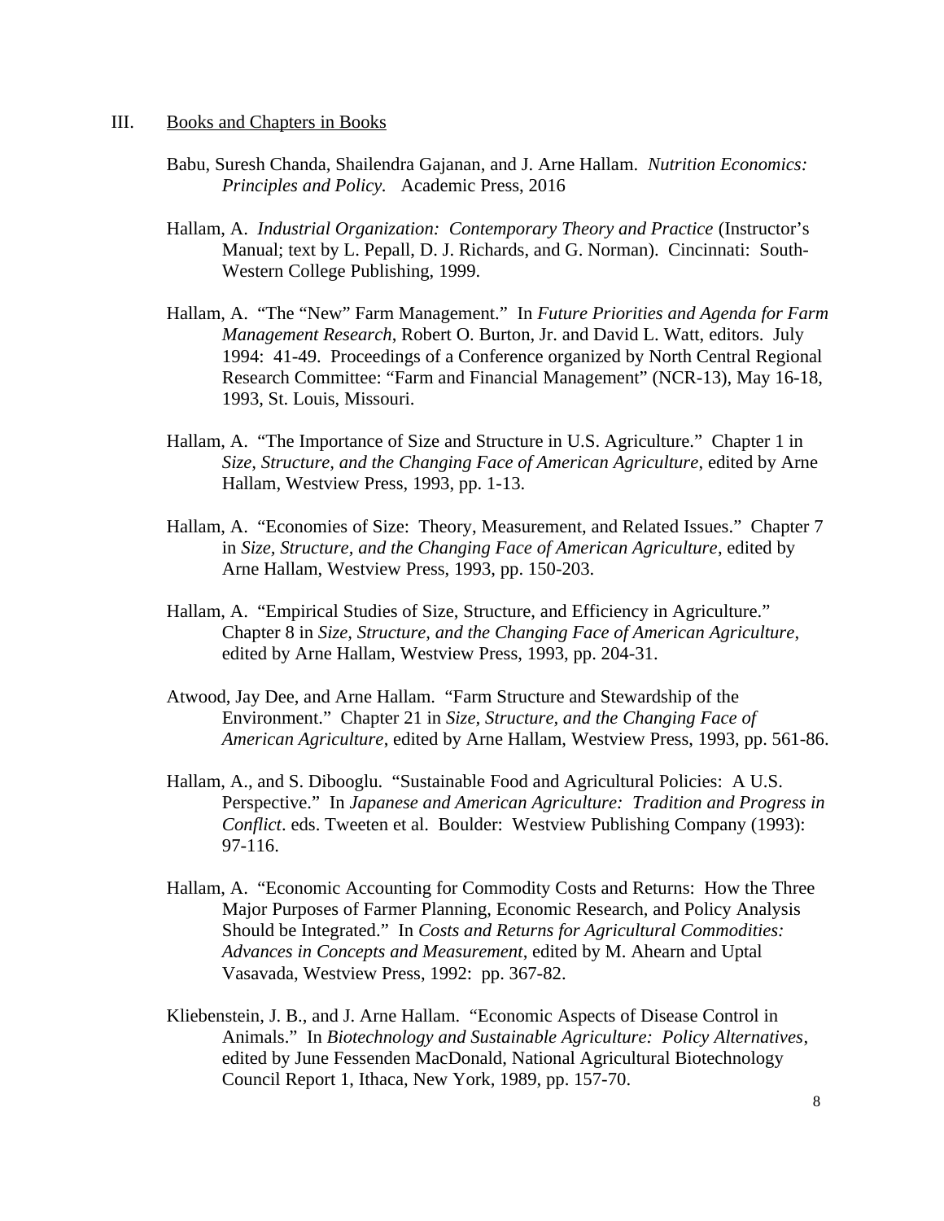## III. Books and Chapters in Books

Babu, Suresh Chanda, Shailendra Gajanan, and J. Arne Hallam. *Nutrition Economics: Principles and Policy.* Academic Press, 2016

Hallam, A. *Industrial Organization: Contemporary Theory and Practice* (Instructor's Manual; text by L. Pepall, D. J. Richards, and G. Norman). Cincinnati: South-Western College Publishing, 1999.

Hallam, A. "The "New" Farm Management." In *Future Priorities and Agenda for Farm Management Research*, Robert O. Burton, Jr. and David L. Watt, editors. July 1994: 41-49. Proceedings of a Conference organized by North Central Regional Research Committee: "Farm and Financial Management" (NCR-13), May 16-18, 1993, St. Louis, Missouri.

Hallam, A. "The Importance of Size and Structure in U.S. Agriculture." Chapter 1 in *Size, Structure, and the Changing Face of American Agriculture*, edited by Arne Hallam, Westview Press, 1993, pp. 1-13.

Hallam, A. "Economies of Size: Theory, Measurement, and Related Issues." Chapter 7 in *Size, Structure, and the Changing Face of American Agriculture*, edited by Arne Hallam, Westview Press, 1993, pp. 150-203.

Hallam, A. "Empirical Studies of Size, Structure, and Efficiency in Agriculture." Chapter 8 in *Size, Structure, and the Changing Face of American Agriculture*, edited by Arne Hallam, Westview Press, 1993, pp. 204-31.

Atwood, Jay Dee, and Arne Hallam. "Farm Structure and Stewardship of the Environment." Chapter 21 in *Size, Structure, and the Changing Face of American Agriculture*, edited by Arne Hallam, Westview Press, 1993, pp. 561-86.

Hallam, A., and S. Dibooglu. "Sustainable Food and Agricultural Policies: A U.S. Perspective." In *Japanese and American Agriculture: Tradition and Progress in Conflict*. eds. Tweeten et al. Boulder: Westview Publishing Company (1993): 97-116.

Hallam, A. "Economic Accounting for Commodity Costs and Returns: How the Three Major Purposes of Farmer Planning, Economic Research, and Policy Analysis Should be Integrated." In *Costs and Returns for Agricultural Commodities: Advances in Concepts and Measurement*, edited by M. Ahearn and Uptal Vasavada, Westview Press, 1992: pp. 367-82.

Kliebenstein, J. B., and J. Arne Hallam. "Economic Aspects of Disease Control in Animals." In *Biotechnology and Sustainable Agriculture: Policy Alternatives*, edited by June Fessenden MacDonald, National Agricultural Biotechnology Council Report 1, Ithaca, New York, 1989, pp. 157-70.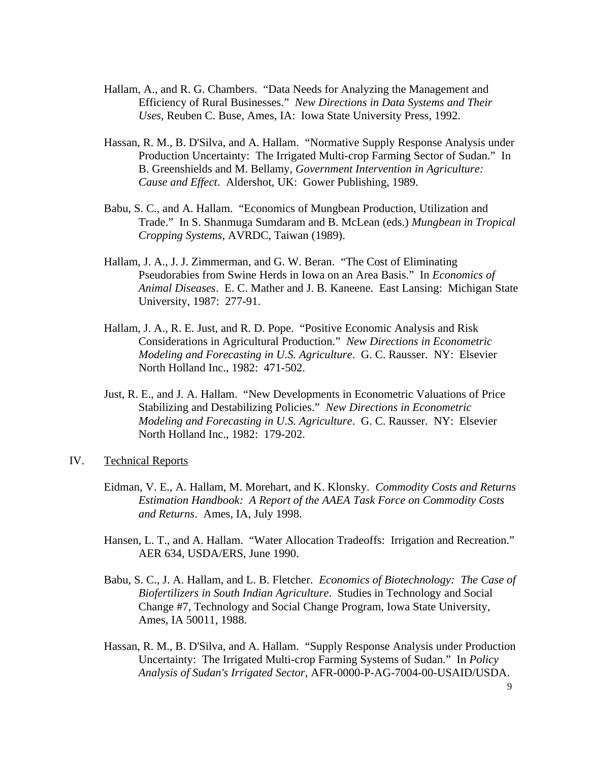Hallam, A., and R. G. Chambers. "Data Needs for Analyzing the Management and Efficiency of Rural Businesses." *New Directions in Data Systems and Their Uses*, Reuben C. Buse, Ames, IA: Iowa State University Press, 1992.

Hassan, R. M., B. D'Silva, and A. Hallam. "Normative Supply Response Analysis under Production Uncertainty: The Irrigated Multi-crop Farming Sector of Sudan." In B. Greenshields and M. Bellamy, *Government Intervention in Agriculture: Cause and Effect*. Aldershot, UK: Gower Publishing, 1989.

Babu, S. C., and A. Hallam. "Economics of Mungbean Production, Utilization and Trade." In S. Shanmuga Sumdaram and B. McLean (eds.) *Mungbean in Tropical Cropping Systems*, AVRDC, Taiwan (1989).

Hallam, J. A., J. J. Zimmerman, and G. W. Beran. "The Cost of Eliminating Pseudorabies from Swine Herds in Iowa on an Area Basis." In *Economics of Animal Diseases*. E. C. Mather and J. B. Kaneene. East Lansing: Michigan State University, 1987: 277-91.

Hallam, J. A., R. E. Just, and R. D. Pope. "Positive Economic Analysis and Risk Considerations in Agricultural Production." *New Directions in Econometric Modeling and Forecasting in U.S. Agriculture*. G. C. Rausser. NY: Elsevier North Holland Inc., 1982: 471-502.

Just, R. E., and J. A. Hallam. "New Developments in Econometric Valuations of Price Stabilizing and Destabilizing Policies." *New Directions in Econometric Modeling and Forecasting in U.S. Agriculture*. G. C. Rausser. NY: Elsevier North Holland Inc., 1982: 179-202.

## IV. Technical Reports

Eidman, V. E., A. Hallam, M. Morehart, and K. Klonsky. *Commodity Costs and Returns Estimation Handbook: A Report of the AAEA Task Force on Commodity Costs and Returns*. Ames, IA, July 1998.

Hansen, L. T., and A. Hallam. "Water Allocation Tradeoffs: Irrigation and Recreation." AER 634, USDA/ERS, June 1990.

Babu, S. C., J. A. Hallam, and L. B. Fletcher. *Economics of Biotechnology: The Case of Biofertilizers in South Indian Agriculture*. Studies in Technology and Social Change #7, Technology and Social Change Program, Iowa State University, Ames, IA 50011, 1988.

Hassan, R. M., B. D'Silva, and A. Hallam. "Supply Response Analysis under Production Uncertainty: The Irrigated Multi-crop Farming Systems of Sudan." In *Policy Analysis of Sudan's Irrigated Sector*, AFR-0000-P-AG-7004-00-USAID/USDA.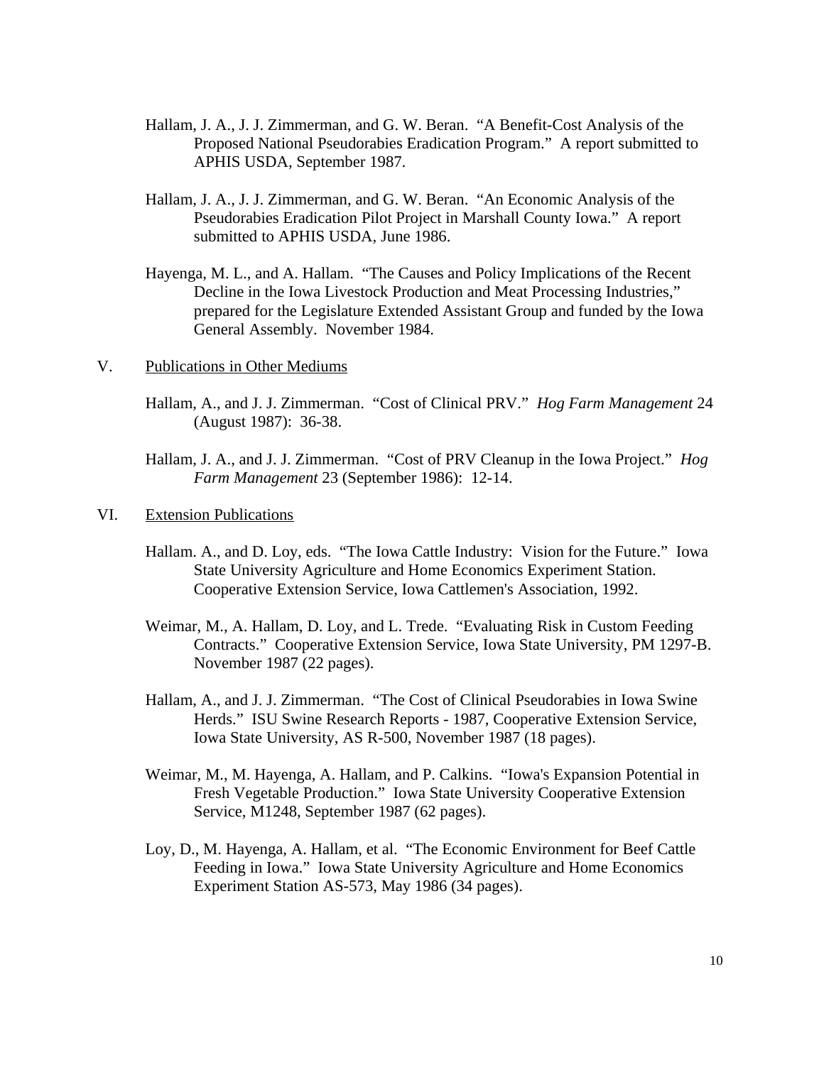Hallam, J. A., J. J. Zimmerman, and G. W. Beran. "A Benefit-Cost Analysis of the Proposed National Pseudorabies Eradication Program." A report submitted to APHIS USDA, September 1987.

Hallam, J. A., J. J. Zimmerman, and G. W. Beran. "An Economic Analysis of the Pseudorabies Eradication Pilot Project in Marshall County Iowa." A report submitted to APHIS USDA, June 1986.

Hayenga, M. L., and A. Hallam. "The Causes and Policy Implications of the Recent Decline in the Iowa Livestock Production and Meat Processing Industries," prepared for the Legislature Extended Assistant Group and funded by the Iowa General Assembly. November 1984.

V. Publications in Other Mediums

Hallam, A., and J. J. Zimmerman. "Cost of Clinical PRV." *Hog Farm Management* 24 (August 1987): 36-38.

Hallam, J. A., and J. J. Zimmerman. "Cost of PRV Cleanup in the Iowa Project." *Hog Farm Management* 23 (September 1986): 12-14.

VI. Extension Publications

Hallam. A., and D. Loy, eds. "The Iowa Cattle Industry: Vision for the Future." Iowa State University Agriculture and Home Economics Experiment Station. Cooperative Extension Service, Iowa Cattlemen's Association, 1992.

Weimar, M., A. Hallam, D. Loy, and L. Trede. "Evaluating Risk in Custom Feeding Contracts." Cooperative Extension Service, Iowa State University, PM 1297-B. November 1987 (22 pages).

Hallam, A., and J. J. Zimmerman. "The Cost of Clinical Pseudorabies in Iowa Swine Herds." ISU Swine Research Reports - 1987, Cooperative Extension Service, Iowa State University, AS R-500, November 1987 (18 pages).

Weimar, M., M. Hayenga, A. Hallam, and P. Calkins. "Iowa's Expansion Potential in Fresh Vegetable Production." Iowa State University Cooperative Extension Service, M1248, September 1987 (62 pages).

Loy, D., M. Hayenga, A. Hallam, et al. "The Economic Environment for Beef Cattle Feeding in Iowa." Iowa State University Agriculture and Home Economics Experiment Station AS-573, May 1986 (34 pages).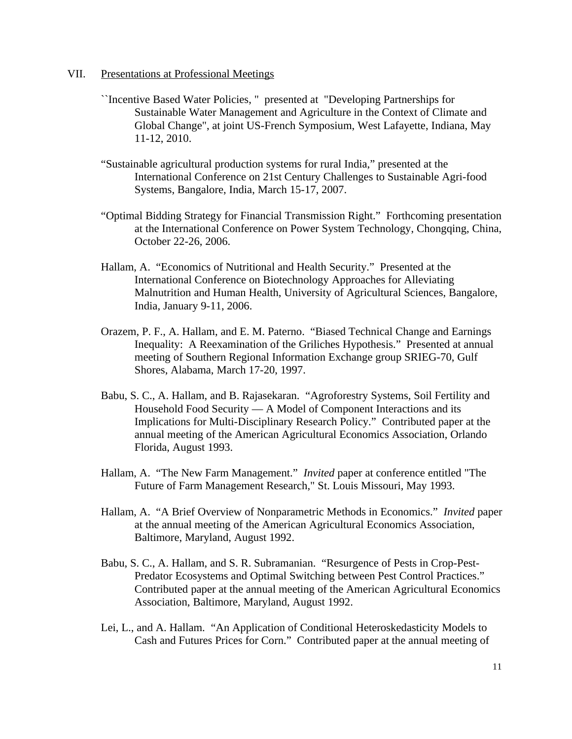VII. <u>Presentations at Professional Meetings</u>

``Incentive Based Water Policies, " presented at "Developing Partnerships for Sustainable Water Management and Agriculture in the Context of Climate and Global Change", at joint US-French Symposium, West Lafayette, Indiana, May 11-12, 2010.

"Sustainable agricultural production systems for rural India," presented at the International Conference on 21st Century Challenges to Sustainable Agri-food Systems, Bangalore, India, March 15-17, 2007.

"Optimal Bidding Strategy for Financial Transmission Right." Forthcoming presentation at the International Conference on Power System Technology, Chongqing, China, October 22-26, 2006.

Hallam, A. "Economics of Nutritional and Health Security." Presented at the International Conference on Biotechnology Approaches for Alleviating Malnutrition and Human Health, University of Agricultural Sciences, Bangalore, India, January 9-11, 2006.

Orazem, P. F., A. Hallam, and E. M. Paterno. "Biased Technical Change and Earnings Inequality: A Reexamination of the Griliches Hypothesis." Presented at annual meeting of Southern Regional Information Exchange group SRIEG-70, Gulf Shores, Alabama, March 17-20, 1997.

Babu, S. C., A. Hallam, and B. Rajasekaran. "Agroforestry Systems, Soil Fertility and Household Food Security — A Model of Component Interactions and its Implications for Multi-Disciplinary Research Policy." Contributed paper at the annual meeting of the American Agricultural Economics Association, Orlando Florida, August 1993.

Hallam, A. "The New Farm Management." *Invited* paper at conference entitled "The Future of Farm Management Research," St. Louis Missouri, May 1993.

Hallam, A. "A Brief Overview of Nonparametric Methods in Economics." *Invited* paper at the annual meeting of the American Agricultural Economics Association, Baltimore, Maryland, August 1992.

Babu, S. C., A. Hallam, and S. R. Subramanian. "Resurgence of Pests in Crop-Pest-Predator Ecosystems and Optimal Switching between Pest Control Practices." Contributed paper at the annual meeting of the American Agricultural Economics Association, Baltimore, Maryland, August 1992.

Lei, L., and A. Hallam. "An Application of Conditional Heteroskedasticity Models to Cash and Futures Prices for Corn." Contributed paper at the annual meeting of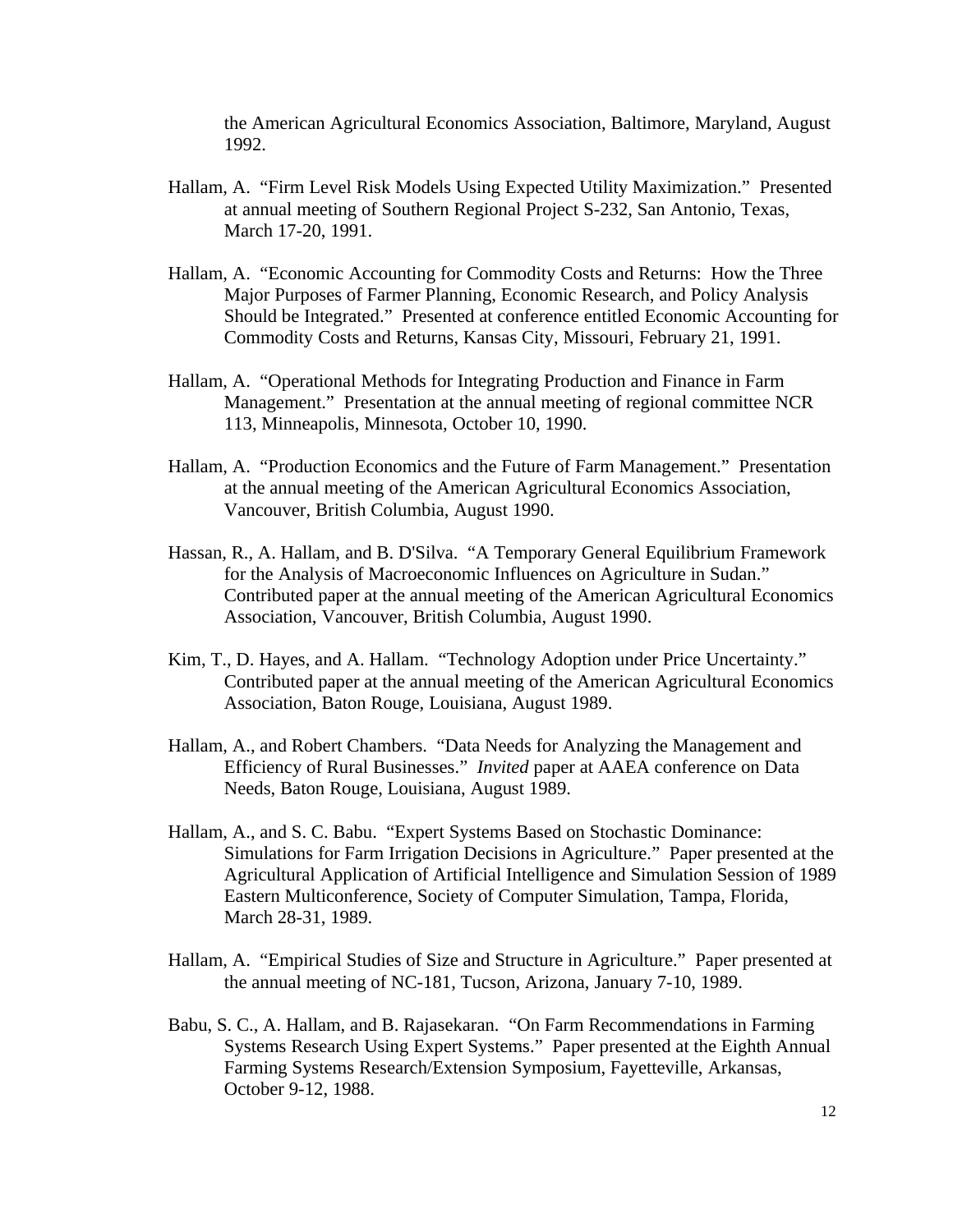the American Agricultural Economics Association, Baltimore, Maryland, August 1992.

Hallam, A. "Firm Level Risk Models Using Expected Utility Maximization." Presented at annual meeting of Southern Regional Project S-232, San Antonio, Texas, March 17-20, 1991.

Hallam, A. "Economic Accounting for Commodity Costs and Returns: How the Three Major Purposes of Farmer Planning, Economic Research, and Policy Analysis Should be Integrated." Presented at conference entitled Economic Accounting for Commodity Costs and Returns, Kansas City, Missouri, February 21, 1991.

Hallam, A. "Operational Methods for Integrating Production and Finance in Farm Management." Presentation at the annual meeting of regional committee NCR 113, Minneapolis, Minnesota, October 10, 1990.

Hallam, A. "Production Economics and the Future of Farm Management." Presentation at the annual meeting of the American Agricultural Economics Association, Vancouver, British Columbia, August 1990.

Hassan, R., A. Hallam, and B. D'Silva. "A Temporary General Equilibrium Framework for the Analysis of Macroeconomic Influences on Agriculture in Sudan." Contributed paper at the annual meeting of the American Agricultural Economics Association, Vancouver, British Columbia, August 1990.

Kim, T., D. Hayes, and A. Hallam. "Technology Adoption under Price Uncertainty." Contributed paper at the annual meeting of the American Agricultural Economics Association, Baton Rouge, Louisiana, August 1989.

Hallam, A., and Robert Chambers. "Data Needs for Analyzing the Management and Efficiency of Rural Businesses." *Invited* paper at AAEA conference on Data Needs, Baton Rouge, Louisiana, August 1989.

Hallam, A., and S. C. Babu. "Expert Systems Based on Stochastic Dominance: Simulations for Farm Irrigation Decisions in Agriculture." Paper presented at the Agricultural Application of Artificial Intelligence and Simulation Session of 1989 Eastern Multiconference, Society of Computer Simulation, Tampa, Florida, March 28-31, 1989.

Hallam, A. "Empirical Studies of Size and Structure in Agriculture." Paper presented at the annual meeting of NC-181, Tucson, Arizona, January 7-10, 1989.

Babu, S. C., A. Hallam, and B. Rajasekaran. "On Farm Recommendations in Farming Systems Research Using Expert Systems." Paper presented at the Eighth Annual Farming Systems Research/Extension Symposium, Fayetteville, Arkansas, October 9-12, 1988.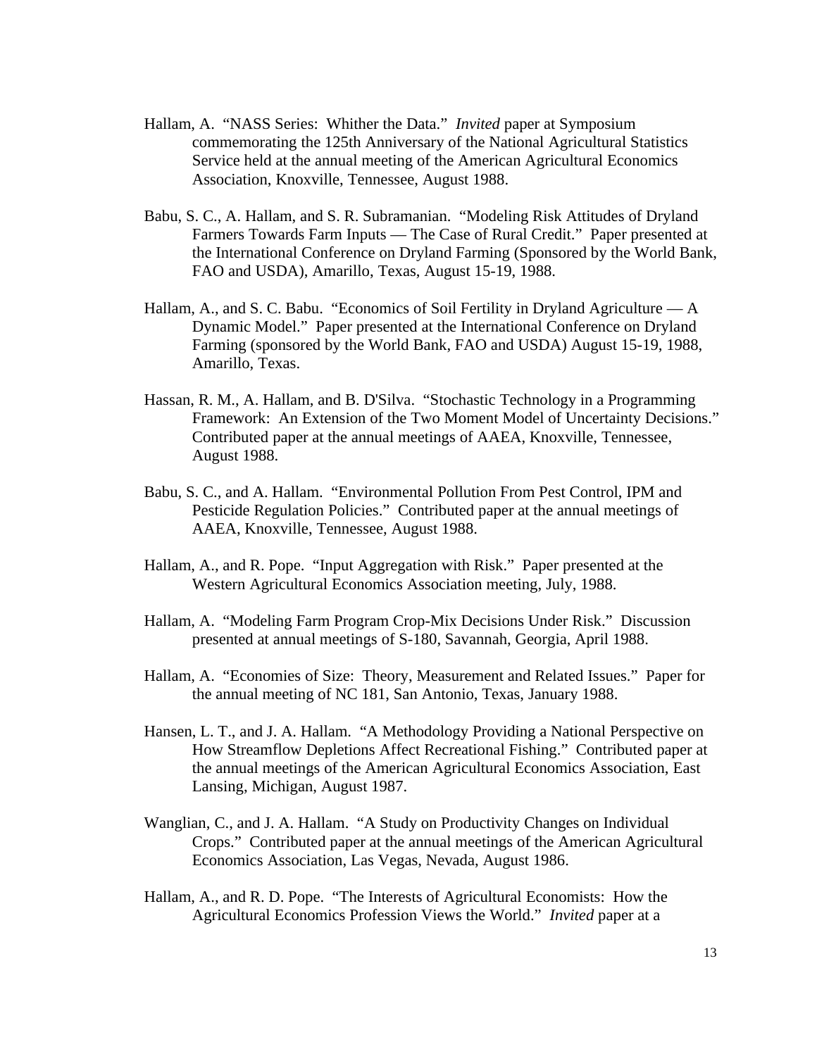Hallam, A. "NASS Series: Whither the Data." *Invited* paper at Symposium commemorating the 125th Anniversary of the National Agricultural Statistics Service held at the annual meeting of the American Agricultural Economics Association, Knoxville, Tennessee, August 1988.

Babu, S. C., A. Hallam, and S. R. Subramanian. "Modeling Risk Attitudes of Dryland Farmers Towards Farm Inputs — The Case of Rural Credit." Paper presented at the International Conference on Dryland Farming (Sponsored by the World Bank, FAO and USDA), Amarillo, Texas, August 15-19, 1988.

Hallam, A., and S. C. Babu. "Economics of Soil Fertility in Dryland Agriculture — A Dynamic Model." Paper presented at the International Conference on Dryland Farming (sponsored by the World Bank, FAO and USDA) August 15-19, 1988, Amarillo, Texas.

Hassan, R. M., A. Hallam, and B. D'Silva. "Stochastic Technology in a Programming Framework: An Extension of the Two Moment Model of Uncertainty Decisions." Contributed paper at the annual meetings of AAEA, Knoxville, Tennessee, August 1988.

Babu, S. C., and A. Hallam. "Environmental Pollution From Pest Control, IPM and Pesticide Regulation Policies." Contributed paper at the annual meetings of AAEA, Knoxville, Tennessee, August 1988.

Hallam, A., and R. Pope. "Input Aggregation with Risk." Paper presented at the Western Agricultural Economics Association meeting, July, 1988.

Hallam, A. "Modeling Farm Program Crop-Mix Decisions Under Risk." Discussion presented at annual meetings of S-180, Savannah, Georgia, April 1988.

Hallam, A. "Economies of Size: Theory, Measurement and Related Issues." Paper for the annual meeting of NC 181, San Antonio, Texas, January 1988.

Hansen, L. T., and J. A. Hallam. "A Methodology Providing a National Perspective on How Streamflow Depletions Affect Recreational Fishing." Contributed paper at the annual meetings of the American Agricultural Economics Association, East Lansing, Michigan, August 1987.

Wanglian, C., and J. A. Hallam. "A Study on Productivity Changes on Individual Crops." Contributed paper at the annual meetings of the American Agricultural Economics Association, Las Vegas, Nevada, August 1986.

Hallam, A., and R. D. Pope. "The Interests of Agricultural Economists: How the Agricultural Economics Profession Views the World." *Invited* paper at a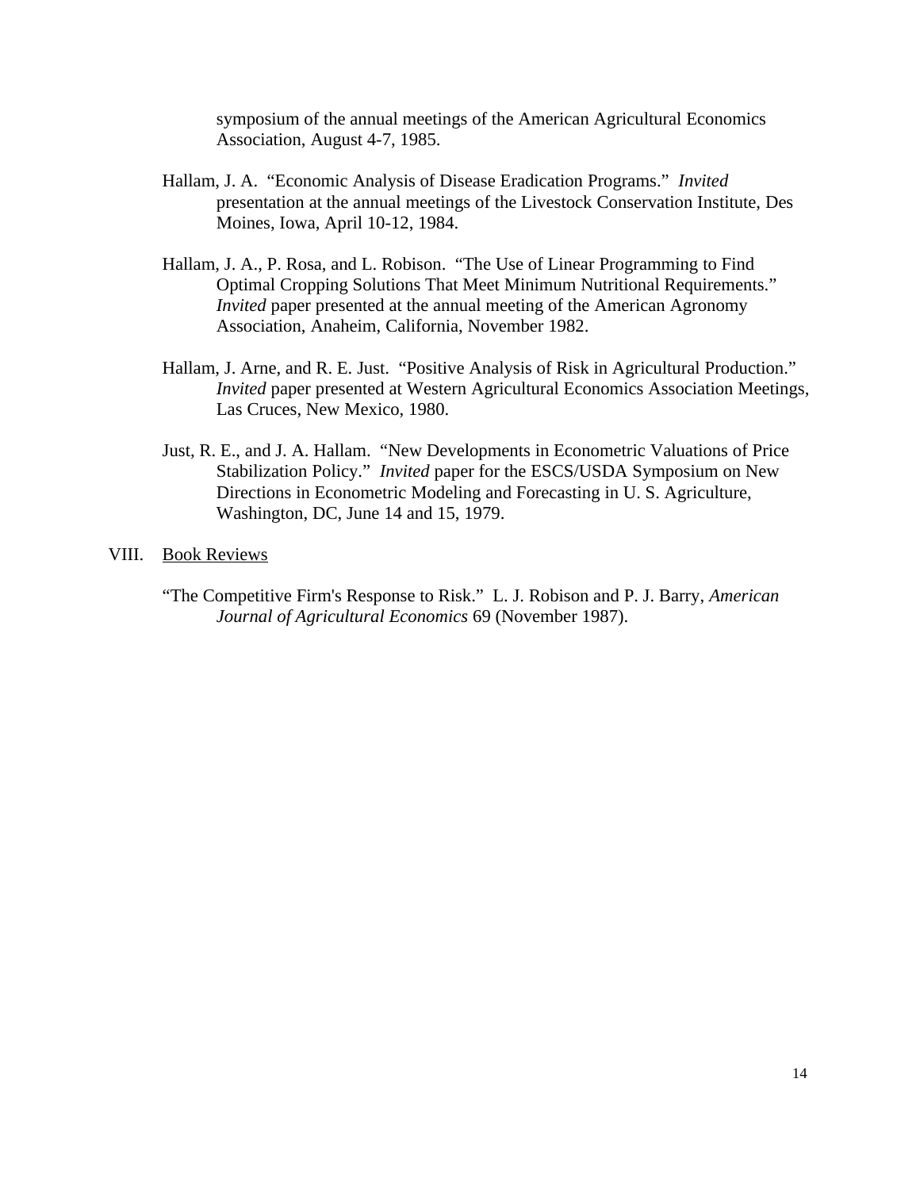symposium of the annual meetings of the American Agricultural Economics Association, August 4-7, 1985.

Hallam, J. A. "Economic Analysis of Disease Eradication Programs." *Invited* presentation at the annual meetings of the Livestock Conservation Institute, Des Moines, Iowa, April 10-12, 1984.

Hallam, J. A., P. Rosa, and L. Robison. "The Use of Linear Programming to Find Optimal Cropping Solutions That Meet Minimum Nutritional Requirements." *Invited* paper presented at the annual meeting of the American Agronomy Association, Anaheim, California, November 1982.

Hallam, J. Arne, and R. E. Just. "Positive Analysis of Risk in Agricultural Production." *Invited* paper presented at Western Agricultural Economics Association Meetings, Las Cruces, New Mexico, 1980.

Just, R. E., and J. A. Hallam. "New Developments in Econometric Valuations of Price Stabilization Policy." *Invited* paper for the ESCS/USDA Symposium on New Directions in Econometric Modeling and Forecasting in U. S. Agriculture, Washington, DC, June 14 and 15, 1979.

## VIII. Book Reviews

"The Competitive Firm's Response to Risk." L. J. Robison and P. J. Barry, *American Journal of Agricultural Economics* 69 (November 1987).